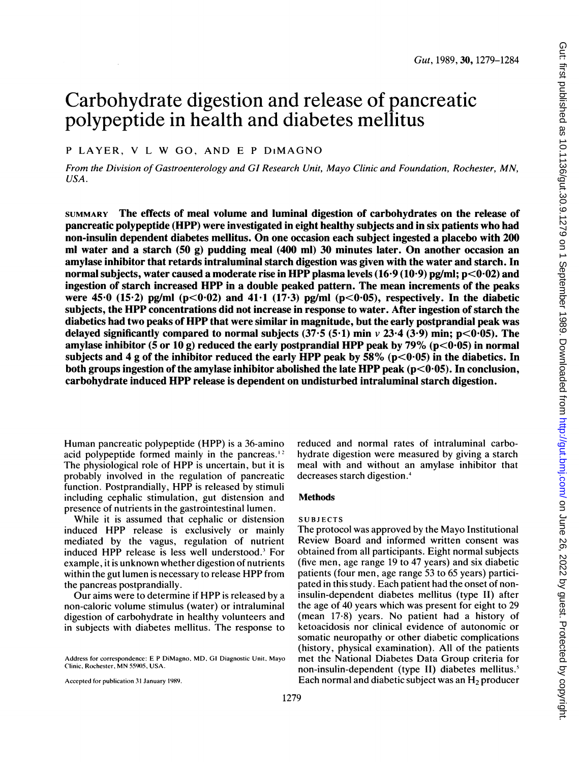# Carbohydrate digestion and release of pancreatic polypeptide in health and diabetes mellitus

P LAYER, V L W GO, AND E P DIMAGNO

*From the Division of Gastroenterology and GI Research Unit, Mayo Clinic and Foundation, Rochester, MN, USA.*

**SUMMARY The effects of meal volume and luminal digestion of carbohydrates on the release of pancreatic polypeptide (HPP) were investigated in eight healthy subjects and in six patients who had non-insulin dependent diabetes mellitus. On one occasion each subject ingested a placebo with 200 ml water and a starch (50 g) pudding meal (400 ml) 30 minutes later. On another occasion an amylase inhibitor that retards intraluminal starch digestion was given with the water and starch. In normal subjects, water caused a moderate rise in HPP plasma levels (16·9 (10·9) pg/ml; $p<0·02$) and ingestion of starch increased HPP in a double peaked pattern. The mean increments of the peaks were 45·0 (15·2) pg/ml ($p<0·02$) and 41·1 (17·3) pg/ml ($p<0·05$), respectively. In the diabetic subjects, the HPP concentrations did not increase in response to water. After ingestion of starch the diabetics had two peaks of HPP that were similar in magnitude, but the early postprandial peak was delayed significantly compared to normal subjects (37·5 (5·1) min *v* 23·4 (3·9) min; $p<0·05$). The amylase inhibitor (5 or 10 g) reduced the early postprandial HPP peak by 79% ($p<0·05$) in normal subjects and 4 g of the inhibitor reduced the early HPP peak by 58% ($p<0·05$) in the diabetics. In both groups ingestion of the amylase inhibitor abolished the late HPP peak ($p<0·05$). In conclusion, carbohydrate induced HPP release is dependent on undisturbed intraluminal starch digestion.**

Human pancreatic polypeptide (HPP) is a 36-amino acid polypeptide formed mainly in the pancreas.[1,2] The physiological role of HPP is uncertain, but it is probably involved in the regulation of pancreatic function. Postprandially, HPP is released by stimuli including cephalic stimulation, gut distension and presence of nutrients in the gastrointestinal lumen.

While it is assumed that cephalic or distension induced HPP release is exclusively or mainly mediated by the vagus, regulation of nutrient induced HPP release is less well understood.[3] For example, it is unknown whether digestion of nutrients within the gut lumen is necessary to release HPP from the pancreas postprandially.

Our aims were to determine if HPP is released by a non-caloric volume stimulus (water) or intraluminal digestion of carbohydrate in healthy volunteers and in subjects with diabetes mellitus. The response to reduced and normal rates of intraluminal carbohydrate digestion were measured by giving a starch meal with and without an amylase inhibitor that decreases starch digestion.[4]

Address for correspondence: E P DiMagno, MD, GI Diagnostic Unit, Mayo Clinic, Rochester, MN 55905, USA.

Accepted for publication 31 January 1989.

## Methods

### SUBJECTS

The protocol was approved by the Mayo Institutional Review Board and informed written consent was obtained from all participants. Eight normal subjects (five men, age range 19 to 47 years) and six diabetic patients (four men, age range 53 to 65 years) participated in this study. Each patient had the onset of non-insulin-dependent diabetes mellitus (type II) after the age of 40 years which was present for eight to 29 (mean 17·8) years. No patient had a history of ketoacidosis nor clinical evidence of autonomic or somatic neuropathy or other diabetic complications (history, physical examination). All of the patients met the National Diabetes Data Group criteria for non-insulin-dependent (type II) diabetes mellitus.[5] Each normal and diabetic subject was an $H_2$ producer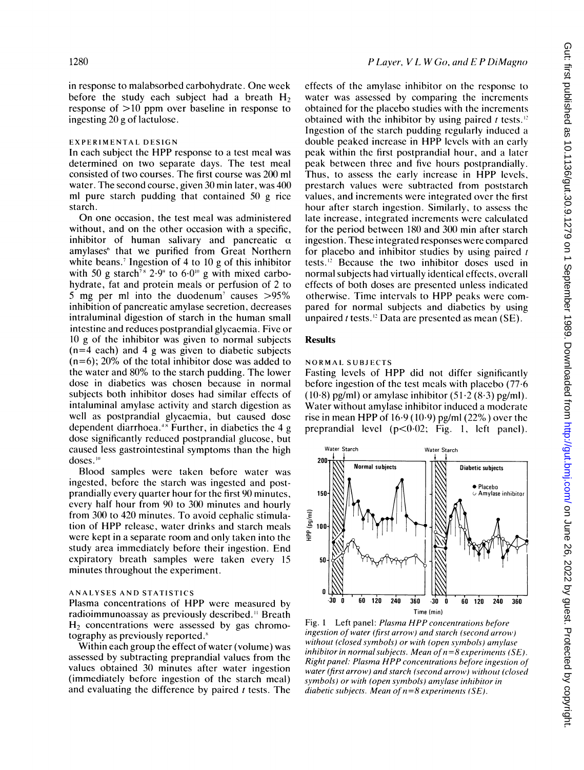in response to malabsorbed carbohydrate. One week before the study each subject had a breath $H_2$ response of >10 ppm over baseline in response to ingesting 20 g of lactulose.

### EXPERIMENTAL DESIGN

In each subject the HPP response to a test meal was determined on two separate days. The test meal consisted of two courses. The first course was 200 ml water. The second course, given 30 min later, was 400 ml pure starch pudding that contained 50 g rice starch.

On one occasion, the test meal was administered without, and on the other occasion with a specific, inhibitor of human salivary and pancreatic α amylases[6] that we purified from Great Northern white beans.[7] Ingestion of 4 to 10 g of this inhibitor with 50 g starch[7 8] 2·9[9] to 6·0[10] g with mixed carbohydrate, fat and protein meals or perfusion of 2 to 5 mg per ml into the duodenum[7] causes >95% inhibition of pancreatic amylase secretion, decreases intraluminal digestion of starch in the human small intestine and reduces postprandial glycaemia. Five or 10 g of the inhibitor was given to normal subjects (n=4 each) and 4 g was given to diabetic subjects (n=6); 20% of the total inhibitor dose was added to the water and 80% to the starch pudding. The lower dose in diabetics was chosen because in normal subjects both inhibitor doses had similar effects of intraluminal amylase activity and starch digestion as well as postprandial glycaemia, but caused dose dependent diarrhoea.[4 8] Further, in diabetics the 4 g dose significantly reduced postprandial glucose, but caused less gastrointestinal symptoms than the high doses.[10]

Blood samples were taken before water was ingested, before the starch was ingested and postprandially every quarter hour for the first 90 minutes, every half hour from 90 to 300 minutes and hourly from 300 to 420 minutes. To avoid cephalic stimulation of HPP release, water drinks and starch meals were kept in a separate room and only taken into the study area immediately before their ingestion. End expiratory breath samples were taken every 15 minutes throughout the experiment.

### ANALYSES AND STATISTICS

Plasma concentrations of HPP were measured by radioimmunoassay as previously described.[11] Breath $H_2$ concentrations were assessed by gas chromotography as previously reported.[8]

Within each group the effect of water (volume) was assessed by subtracting preprandial values from the values obtained 30 minutes after water ingestion (immediately before ingestion of the starch meal) and evaluating the difference by paired *t* tests. The effects of the amylase inhibitor on the response to water was assessed by comparing the increments obtained for the placebo studies with the increments obtained with the inhibitor by using paired *t* tests.[12] Ingestion of the starch pudding regularly induced a double peaked increase in HPP levels with an early peak within the first postprandial hour, and a later peak between three and five hours postprandially. Thus, to assess the early increase in HPP levels, prestarch values were subtracted from poststarch values, and increments were integrated over the first hour after starch ingestion. Similarly, to assess the late increase, integrated increments were calculated for the period between 180 and 300 min after starch ingestion. These integrated responses were compared for placebo and inhibitor studies by using paired *t* tests.[12] Because the two inhibitor doses used in normal subjects had virtually identical effects, overall effects of both doses are presented unless indicated otherwise. Time intervals to HPP peaks were compared for normal subjects and diabetics by using unpaired *t* tests.[12] Data are presented as mean (SE).

## Results

### NORMAL SUBJECTS

Fasting levels of HPP did not differ significantly before ingestion of the test meals with placebo (77·6 (10·8) pg/ml) or amylase inhibitor (51·2 (8·3) pg/ml). Water without amylase inhibitor induced a moderate rise in mean HPP of 16·9 (10·9) pg/ml (22%) over the preprandial level ($p<0.02$; Fig. 1, left panel).

Fig. 1 Left panel: *Plasma HPP concentrations before ingestion of water (first arrow) and starch (second arrow) without (closed symbols) or with (open symbols) amylase inhibitor in normal subjects. Mean of n=8 experiments (SE). Right panel: Plasma HPP concentrations before ingestion of water (first arrow) and starch (second arrow) without (closed symbols) or with (open symbols) amylase inhibitor in diabetic subjects. Mean of n=8 experiments (SE).*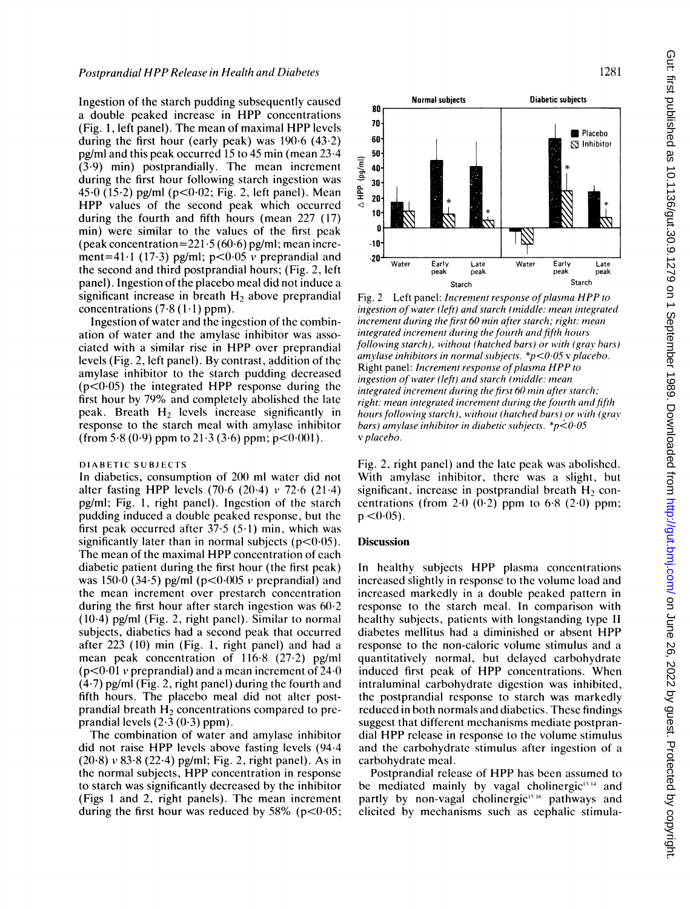Ingestion of the starch pudding subsequently caused a double peaked increase in HPP concentrations (Fig. 1, left panel). The mean of maximal HPP levels during the first hour (early peak) was 190·6 (43·2) pg/ml and this peak occurred 15 to 45 min (mean 23·4 (3·9) min) postprandially. The mean increment during the first hour following starch ingestion was 45·0 (15·2) pg/ml ($p<0·02$; Fig. 2, left panel). Mean HPP values of the second peak which occurred during the fourth and fifth hours (mean 227 (17) min) were similar to the values of the first peak (peak concentration=221·5 (60·6) pg/ml; mean increment=41·1 (17·3) pg/ml; $p<0·05$ *v* preprandial and the second and third postprandial hours; (Fig. 2, left panel). Ingestion of the placebo meal did not induce a significant increase in breath $H_2$ above preprandial concentrations (7·8 (1·1) ppm).

Ingestion of water and the ingestion of the combination of water and the amylase inhibitor was associated with a similar rise in HPP over preprandial levels (Fig. 2, left panel). By contrast, addition of the amylase inhibitor to the starch pudding decreased ($p<0·05$) the integrated HPP response during the first hour by 79% and completely abolished the late peak. Breath $H_2$ levels increase significantly in response to the starch meal with amylase inhibitor (from 5·8 (0·9) ppm to 21·3 (3·6) ppm; $p<0·001$).

### DIABETIC SUBJECTS

In diabetics, consumption of 200 ml water did not alter fasting HPP levels (70·6 (20·4) *v* 72·6 (21·4) pg/ml; Fig. 1, right panel). Ingestion of the starch pudding induced a double peaked response, but the first peak occurred after 37·5 (5·1) min, which was significantly later than in normal subjects ($p<0·05$). The mean of the maximal HPP concentration of each diabetic patient during the first hour (the first peak) was 150·0 (34·5) pg/ml ($p<0·005$ *v* preprandial) and the mean increment over prestarch concentration during the first hour after starch ingestion was 60·2 (10·4) pg/ml (Fig. 2, right panel). Similar to normal subjects, diabetics had a second peak that occurred after 223 (10) min (Fig. 1, right panel) and had a mean peak concentration of 116·8 (27·2) pg/ml ($p<0·01$ *v* preprandial) and a mean increment of 24·0 (4·7) pg/ml (Fig. 2, right panel) during the fourth and fifth hours. The placebo meal did not alter postprandial breath $H_2$ concentrations compared to preprandial levels (2·3 (0·3) ppm).

The combination of water and amylase inhibitor did not raise HPP levels above fasting levels (94·4 (20·8) *v* 83·8 (22·4) pg/ml; Fig. 2, right panel). As in the normal subjects, HPP concentration in response to starch was significantly decreased by the inhibitor (Figs 1 and 2, right panels). The mean increment during the first hour was reduced by 58% ($p<0·05$; Fig. 2, right panel) and the late peak was abolished. With amylase inhibitor, there was a slight, but significant, increase in postprandial breath $H_2$ concentrations (from 2·0 (0·2) ppm to 6·8 (2·0) ppm; $p<0·05$).

Fig. 2 Left panel: *Increment response of plasma HPP to ingestion of water (left) and starch (middle: mean integrated increment during the first 60 min after starch; right: mean integrated increment during the fourth and fifth hours following starch), without (hatched bars) or with (gray bars) amylase inhibitors in normal subjects. *p<0·05 v placebo.* Right panel: *Increment response of plasma HPP to ingestion of water (left) and starch (middle: mean integrated increment during the first 60 min after starch; right: mean integrated increment during the fourth and fifth hours following starch), without (hatched bars) or with (gray bars) amylase inhibitor in diabetic subjects. *p<0·05 v placebo.*

## Discussion

In healthy subjects HPP plasma concentrations increased slightly in response to the volume load and increased markedly in a double peaked pattern in response to the starch meal. In comparison with healthy subjects, patients with longstanding type II diabetes mellitus had a diminished or absent HPP response to the non-caloric volume stimulus and a quantitatively normal, but delayed carbohydrate induced first peak of HPP concentrations. When intraluminal carbohydrate digestion was inhibited, the postprandial response to starch was markedly reduced in both normals and diabetics. These findings suggest that different mechanisms mediate postprandial HPP release in response to the volume stimulus and the carbohydrate stimulus after ingestion of a carbohydrate meal.

Postprandial release of HPP has been assumed to be mediated mainly by vagal cholinergic[13,14] and partly by non-vagal cholinergic[15,16] pathways and elicited by mechanisms such as cephalic stimula-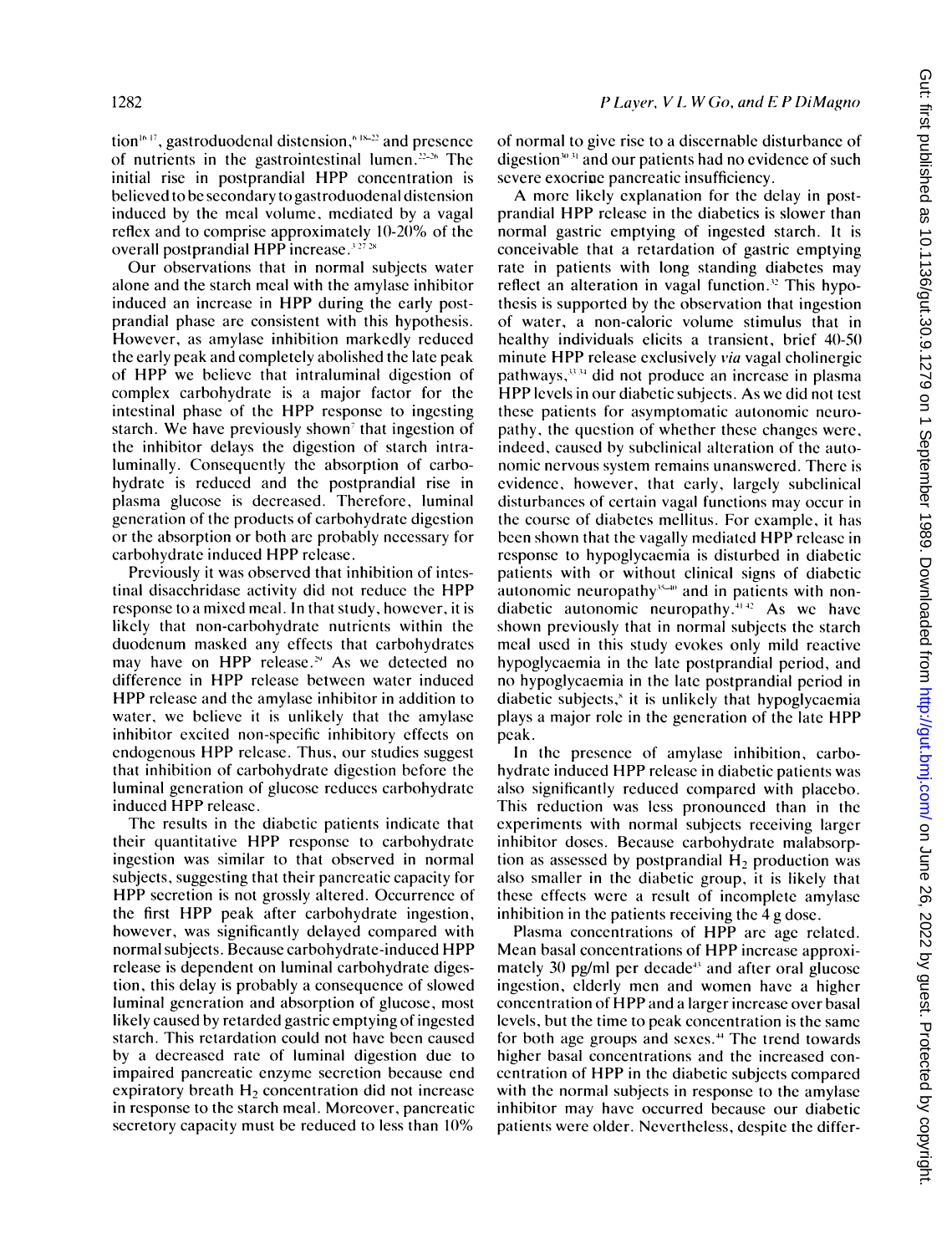tion[16 17], gastroduodenal distension,[6 18-22] and presence of nutrients in the gastrointestinal lumen.[22-26] The initial rise in postprandial HPP concentration is believed to be secondary to gastroduodenal distension induced by the meal volume, mediated by a vagal reflex and to comprise approximately 10-20% of the overall postprandial HPP increase.[3 27 28]

Our observations that in normal subjects water alone and the starch meal with the amylase inhibitor induced an increase in HPP during the early postprandial phase are consistent with this hypothesis. However, as amylase inhibition markedly reduced the early peak and completely abolished the late peak of HPP we believe that intraluminal digestion of complex carbohydrate is a major factor for the intestinal phase of the HPP response to ingesting starch. We have previously shown[7] that ingestion of the inhibitor delays the digestion of starch intraluminally. Consequently the absorption of carbohydrate is reduced and the postprandial rise in plasma glucose is decreased. Therefore, luminal generation of the products of carbohydrate digestion or the absorption or both are probably necessary for carbohydrate induced HPP release.

Previously it was observed that inhibition of intestinal disaccharidase activity did not reduce the HPP response to a mixed meal. In that study, however, it is likely that non-carbohydrate nutrients within the duodenum masked any effects that carbohydrates may have on HPP release.[29] As we detected no difference in HPP release between water induced HPP release and the amylase inhibitor in addition to water, we believe it is unlikely that the amylase inhibitor excited non-specific inhibitory effects on endogenous HPP release. Thus, our studies suggest that inhibition of carbohydrate digestion before the luminal generation of glucose reduces carbohydrate induced HPP release.

The results in the diabetic patients indicate that their quantitative HPP response to carbohydrate ingestion was similar to that observed in normal subjects, suggesting that their pancreatic capacity for HPP secretion is not grossly altered. Occurrence of the first HPP peak after carbohydrate ingestion, however, was significantly delayed compared with normal subjects. Because carbohydrate-induced HPP release is dependent on luminal carbohydrate digestion, this delay is probably a consequence of slowed luminal generation and absorption of glucose, most likely caused by retarded gastric emptying of ingested starch. This retardation could not have been caused by a decreased rate of luminal digestion due to impaired pancreatic enzyme secretion because end expiratory breath $H_2$ concentration did not increase in response to the starch meal. Moreover, pancreatic secretory capacity must be reduced to less than 10% of normal to give rise to a discernable disturbance of digestion[30 31] and our patients had no evidence of such severe exocrine pancreatic insufficiency.

A more likely explanation for the delay in postprandial HPP release in the diabetics is slower than normal gastric emptying of ingested starch. It is conceivable that a retardation of gastric emptying rate in patients with long standing diabetes may reflect an alteration in vagal function.[32] This hypothesis is supported by the observation that ingestion of water, a non-caloric volume stimulus that in healthy individuals elicits a transient, brief 40-50 minute HPP release exclusively *via* vagal cholinergic pathways,[33 34] did not produce an increase in plasma HPP levels in our diabetic subjects. As we did not test these patients for asymptomatic autonomic neuropathy, the question of whether these changes were, indeed, caused by subclinical alteration of the autonomic nervous system remains unanswered. There is evidence, however, that early, largely subclinical disturbances of certain vagal functions may occur in the course of diabetes mellitus. For example, it has been shown that the vagally mediated HPP release in response to hypoglycaemia is disturbed in diabetic patients with or without clinical signs of diabetic autonomic neuropathy[35-40] and in patients with nondiabetic autonomic neuropathy.[41 42] As we have shown previously that in normal subjects the starch meal used in this study evokes only mild reactive hypoglycaemia in the late postprandial period, and no hypoglycaemia in the late postprandial period in diabetic subjects,[8] it is unlikely that hypoglycaemia plays a major role in the generation of the late HPP peak.

In the presence of amylase inhibition, carbohydrate induced HPP release in diabetic patients was also significantly reduced compared with placebo. This reduction was less pronounced than in the experiments with normal subjects receiving larger inhibitor doses. Because carbohydrate malabsorption as assessed by postprandial $H_2$ production was also smaller in the diabetic group, it is likely that these effects were a result of incomplete amylase inhibition in the patients receiving the 4 g dose.

Plasma concentrations of HPP are age related. Mean basal concentrations of HPP increase approximately 30 pg/ml per decade[43] and after oral glucose ingestion, elderly men and women have a higher concentration of HPP and a larger increase over basal levels, but the time to peak concentration is the same for both age groups and sexes.[44] The trend towards higher basal concentrations and the increased concentration of HPP in the diabetic subjects compared with the normal subjects in response to the amylase inhibitor may have occurred because our diabetic patients were older. Nevertheless, despite the differ-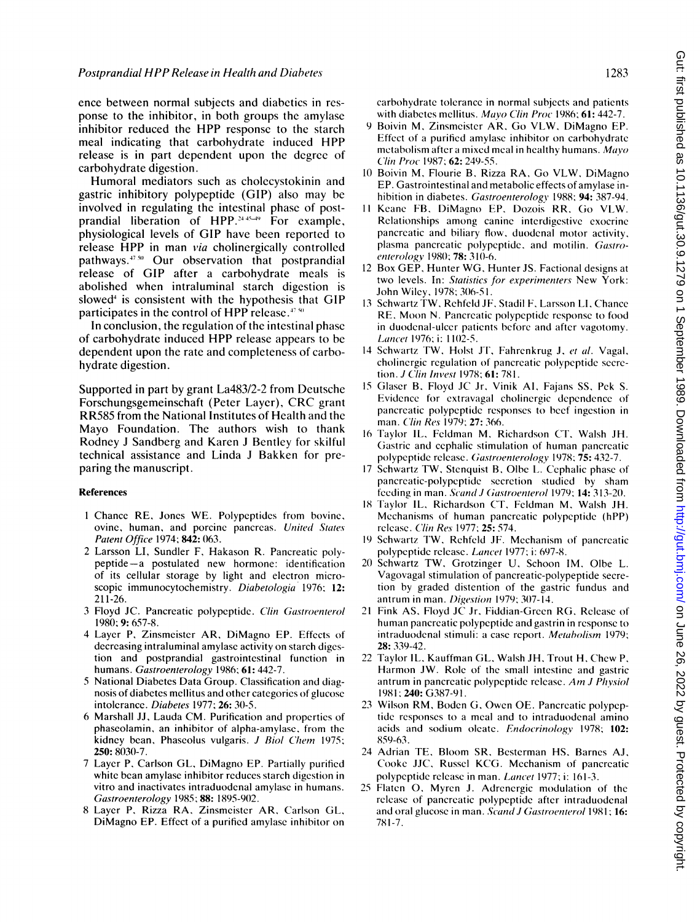ence between normal subjects and diabetics in response to the inhibitor, in both groups the amylase inhibitor reduced the HPP response to the starch meal indicating that carbohydrate induced HPP release is in part dependent upon the degree of carbohydrate digestion.

Humoral mediators such as cholecystokinin and gastric inhibitory polypeptide (GIP) also may be involved in regulating the intestinal phase of postprandial liberation of HPP.[24 45–49] For example, physiological levels of GIP have been reported to release HPP in man *via* cholinergically controlled pathways.[47 50] Our observation that postprandial release of GIP after a carbohydrate meals is abolished when intraluminal starch digestion is slowed[4] is consistent with the hypothesis that GIP participates in the control of HPP release.[47 50]

In conclusion, the regulation of the intestinal phase of carbohydrate induced HPP release appears to be dependent upon the rate and completeness of carbohydrate digestion.

Supported in part by grant La483/2-2 from Deutsche Forschungsgemeinschaft (Peter Layer), CRC grant RR585 from the National Institutes of Health and the Mayo Foundation. The authors wish to thank Rodney J Sandberg and Karen J Bentley for skilful technical assistance and Linda J Bakken for preparing the manuscript.

### References

1. Chance RE, Jones WE. Polypeptides from bovine, ovine, human, and porcine pancreas. *United States Patent Office* 1974; **842:** 063.
2. Larsson LI, Sundler F, Hakason R. Pancreatic polypeptide—a postulated new hormone: identification of its cellular storage by light and electron microscopic immunocytochemistry. *Diabetologia* 1976; **12:** 211-26.
3. Floyd JC. Pancreatic polypeptide. *Clin Gastroenterol* 1980; **9:** 657-8.
4. Layer P, Zinsmeister AR, DiMagno EP. Effects of decreasing intraluminal amylase activity on starch digestion and postprandial gastrointestinal function in humans. *Gastroenterology* 1986; **61:** 442-7.
5. National Diabetes Data Group. Classification and diagnosis of diabetes mellitus and other categories of glucose intolerance. *Diabetes* 1977; **26:** 30-5.
6. Marshall JJ, Lauda CM. Purification and properties of phaseolamin, an inhibitor of alpha-amylase, from the kidney bean, Phaseolus vulgaris. *J Biol Chem* 1975; **250:** 8030-7.
7. Layer P, Carlson GL, DiMagno EP. Partially purified white bean amylase inhibitor reduces starch digestion in vitro and inactivates intraduodenal amylase in humans. *Gastroenterology* 1985; **88:** 1895-902.
8. Layer P, Rizza RA, Zinsmeister AR, Carlson GL, DiMagno EP. Effect of a purified amylase inhibitor on carbohydrate tolerance in normal subjects and patients with diabetes mellitus. *Mayo Clin Proc* 1986; **61:** 442-7.
9. Boivin M, Zinsmeister AR, Go VLW, DiMagno EP. Effect of a purified amylase inhibitor on carbohydrate metabolism after a mixed meal in healthy humans. *Mayo Clin Proc* 1987; **62:** 249-55.
10. Boivin M, Flourie B, Rizza RA, Go VLW, DiMagno EP. Gastrointestinal and metabolic effects of amylase inhibition in diabetes. *Gastroenterology* 1988; **94:** 387-94.
11. Keane FB, DiMagno EP, Dozois RR, Go VLW. Relationships among canine interdigestive exocrine pancreatic and biliary flow, duodenal motor activity, plasma pancreatic polypeptide, and motilin. *Gastroenterology* 1980; **78:** 310-6.
12. Box GEP, Hunter WG, Hunter JS. Factional designs at two levels. In: *Statistics for experimenters* New York: John Wiley, 1978; 306-51.
13. Schwartz TW, Rehfeld JF, Stadil F, Larsson LI, Chance RE, Moon N. Pancreatic polypeptide response to food in duodenal-ulcer patients before and after vagotomy. *Lancet* 1976; i: 1102-5.
14. Schwartz TW, Holst JT, Fahrenkrug J, *et al*. Vagal, cholinergic regulation of pancreatic polypeptide secretion. *J Clin Invest* 1978; **61:** 781.
15. Glaser B, Floyd JC Jr, Vinik AI, Fajans SS, Pek S. Evidence for extravagal cholinergic dependence of pancreatic polypeptide responses to beef ingestion in man. *Clin Res* 1979; **27:** 366.
16. Taylor IL, Feldman M, Richardson CT, Walsh JH. Gastric and cephalic stimulation of human pancreatic polypeptide release. *Gastroenterology* 1978; **75:** 432-7.
17. Schwartz TW, Stenquist B, Olbe L. Cephalic phase of pancreatic-polypeptide secretion studied by sham feeding in man. *Scand J Gastroenterol* 1979; **14:** 313-20.
18. Taylor IL, Richardson CT, Feldman M, Walsh JH. Mechanisms of human pancreatic polypeptide (hPP) release. *Clin Res* 1977; **25:** 574.
19. Schwartz TW, Rehfeld JF. Mechanism of pancreatic polypeptide release. *Lancet* 1977; i: 697-8.
20. Schwartz TW, Grotzinger U, Schoon IM, Olbe L. Vagovagal stimulation of pancreatic-polypeptide secretion by graded distention of the gastric fundus and antrum in man. *Digestion* 1979; 307-14.
21. Fink AS, Floyd JC Jr, Fiddian-Green RG. Release of human pancreatic polypeptide and gastrin in response to intraduodenal stimuli: a case report. *Metabolism* 1979; **28:** 339-42.
22. Taylor IL, Kauffman GL, Walsh JH, Trout H, Chew P, Harmon JW. Role of the small intestine and gastric antrum in pancreatic polypeptide release. *Am J Physiol* 1981; **240:** G387-91.
23. Wilson RM, Boden G, Owen OE. Pancreatic polypeptide responses to a meal and to intraduodenal amino acids and sodium oleate. *Endocrinology* 1978; **102:** 859-63.
24. Adrian TE, Bloom SR, Besterman HS, Barnes AJ, Cooke JJC, Russel KCG. Mechanism of pancreatic polypeptide release in man. *Lancet* 1977; i: 161-3.
25. Flaten O, Myren J. Adrenergic modulation of the release of pancreatic polypeptide after intraduodenal and oral glucose in man. *Scand J Gastroenterol* 1981; **16:** 781-7.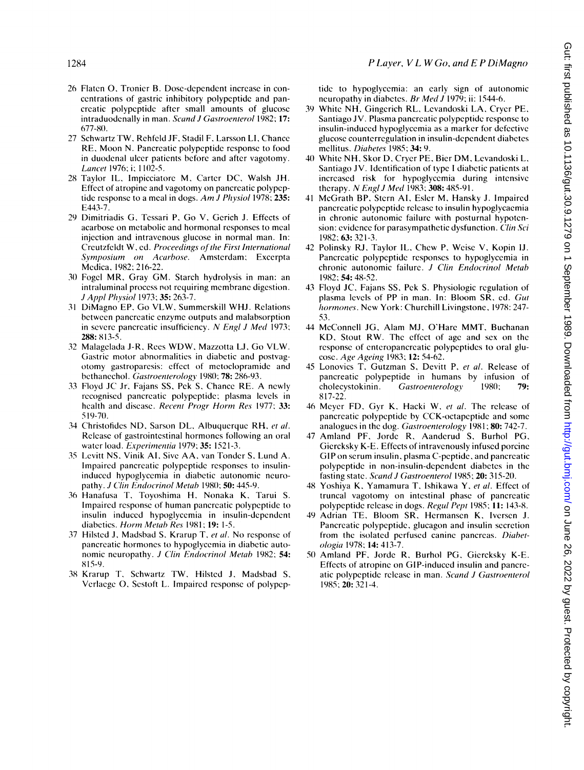26 Flaten O, Tronier B. Dose-dependent increase in concentrations of gastric inhibitory polypeptide and pancreatic polypeptide after small amounts of glucose intraduodenally in man. *Scand J Gastroenterol* 1982; **17:** 677-80.

27 Schwartz TW, Rehfeld JF, Stadil F, Larsson LI, Chance RE, Moon N. Pancreatic polypeptide response to food in duodenal ulcer patients before and after vagotomy. *Lancet* 1976; i; 1102-5.

28 Taylor IL, Impicciatore M, Carter DC, Walsh JH. Effect of atropine and vagotomy on pancreatic polypeptide response to a meal in dogs. *Am J Physiol* 1978; **235:** E443-7.

29 Dimitriadis G, Tessari P, Go V, Gerich J. Effects of acarbose on metabolic and hormonal responses to meal injection and intravenous glucose in normal man. In: Creutzfeldt W, ed. *Proceedings of the First International Symposium on Acarbose.* Amsterdam: Excerpta Medica, 1982; 216-22.

30 Fogel MR, Gray GM. Starch hydrolysis in man: an intraluminal process not requiring membrane digestion. *J Appl Physiol* 1973; **35:** 263-7.

31 DiMagno EP, Go VLW, Summerskill WHJ. Relations between pancreatic enzyme outputs and malabsorption in severe pancreatic insufficiency. *N Engl J Med* 1973; **288:** 813-5.

32 Malagelada J-R, Rees WDW, Mazzotta LJ, Go VLW. Gastric motor abnormalities in diabetic and postvagotomy gastroparesis: effect of metoclopramide and bethanechol. *Gastroenterology* 1980; **78:** 286-93.

33 Floyd JC Jr, Fajans SS, Pek S, Chance RE. A newly recognised pancreatic polypeptide; plasma levels in health and disease. *Recent Progr Horm Res* 1977; **33:** 519-70.

34 Christofides ND, Sarson DL, Albuquerque RH, *et al.* Release of gastrointestinal hormones following an oral water load. *Experimentia* 1979; **35:** 1521-3.

35 Levitt NS, Vinik AI, Sive AA, van Tonder S, Lund A. Impaired pancreatic polypeptide responses to insulin-induced hypoglycemia in diabetic autonomic neuropathy. *J Clin Endocrinol Metab* 1980; **50:** 445-9.

36 Hanafusa T, Toyoshima H, Nonaka K, Tarui S. Impaired response of human pancreatic polypeptide to insulin induced hypoglycemia in insulin-dependent diabetics. *Horm Metab Res* 1981; **19:** 1-5.

37 Hilsted J, Madsbad S, Krarup T, *et al.* No response of pancreatic hormones to hypoglycemia in diabetic autonomic neuropathy. *J Clin Endocrinol Metab* 1982; **54:** 815-9.

38 Krarup T, Schwartz TW, Hilsted J, Madsbad S, Verlaege O, Sestoft L. Impaired response of polypeptide to hypoglycemia: an early sign of autonomic neuropathy in diabetes. *Br Med J* 1979; ii: 1544-6.

39 White NH, Gingerich RL, Levandoski LA, Cryer PE, Santiago JV. Plasma pancreatic polypeptide response to insulin-induced hypoglycemia as a marker for defective glucose counterregulation in insulin-dependent diabetes mellitus. *Diabetes* 1985; **34:** 9.

40 White NH, Skor D, Cryer PE, Bier DM, Levandoski L, Santiago JV. Identification of type I diabetic patients at increased risk for hypoglycemia during intensive therapy. *N Engl J Med* 1983; **308:** 485-91.

41 McGrath BP, Stern AI, Esler M, Hansky J. Impaired pancreatic polypeptide release to insulin hypoglycaemia in chronic autonomic failure with posturnal hypotension: evidence for parasympathetic dysfunction. *Clin Sci* 1982; **63:** 321-3.

42 Polinsky RJ, Taylor IL, Chew P, Weise V, Kopin IJ. Pancreatic polypeptide responses to hypoglycemia in chronic autonomic failure. *J Clin Endocrinol Metab* 1982; **54:** 48-52.

43 Floyd JC, Fajans SS, Pek S. Physiologic regulation of plasma levels of PP in man. In: Bloom SR, ed. *Gut hormones.* New York: Churchill Livingstone, 1978: 247-53.

44 McConnell JG, Alam MJ, O'Hare MMT, Buchanan KD, Stout RW. The effect of age and sex on the response of enteropancreatic polypeptides to oral glucose. *Age Ageing* 1983; **12:** 54-62.

45 Lonovics T, Gutzman S, Devitt P, *et al.* Release of pancreatic polypeptide in humans by infusion of cholecystokinin. *Gastroenterology* 1980; **79:** 817-22.

46 Meyer FD, Gyr K, Hacki W, *et al.* The release of pancreatic polypeptide by CCK-octapeptide and some analogues in the dog. *Gastroenterology* 1981; **80:** 742-7.

47 Amland PF, Jorde R, Aanderud S, Burhol PG, Giercksky K-E. Effects of intravenously infused porcine GIP on serum insulin, plasma C-peptide, and pancreatic polypeptide in non-insulin-dependent diabetes in the fasting state. *Scand J Gastroenterol* 1985; **20:** 315-20.

48 Yoshiya K, Yamamura T, Ishikawa Y, *et al.* Effect of truncal vagotomy on intestinal phase of pancreatic polypeptide release in dogs. *Regul Pept* 1985; **11:** 143-8.

49 Adrian TE, Bloom SR, Hermansen K, Iversen J. Pancreatic polypeptide, glucagon and insulin secretion from the isolated perfused canine pancreas. *Diabetologia* 1978; **14:** 413-7.

50 Amland PF, Jorde R, Burhol PG, Giercksky K-E. Effects of atropine on GIP-induced insulin and pancreatic polypeptide release in man. *Scand J Gastroenterol* 1985; **20:** 321-4.